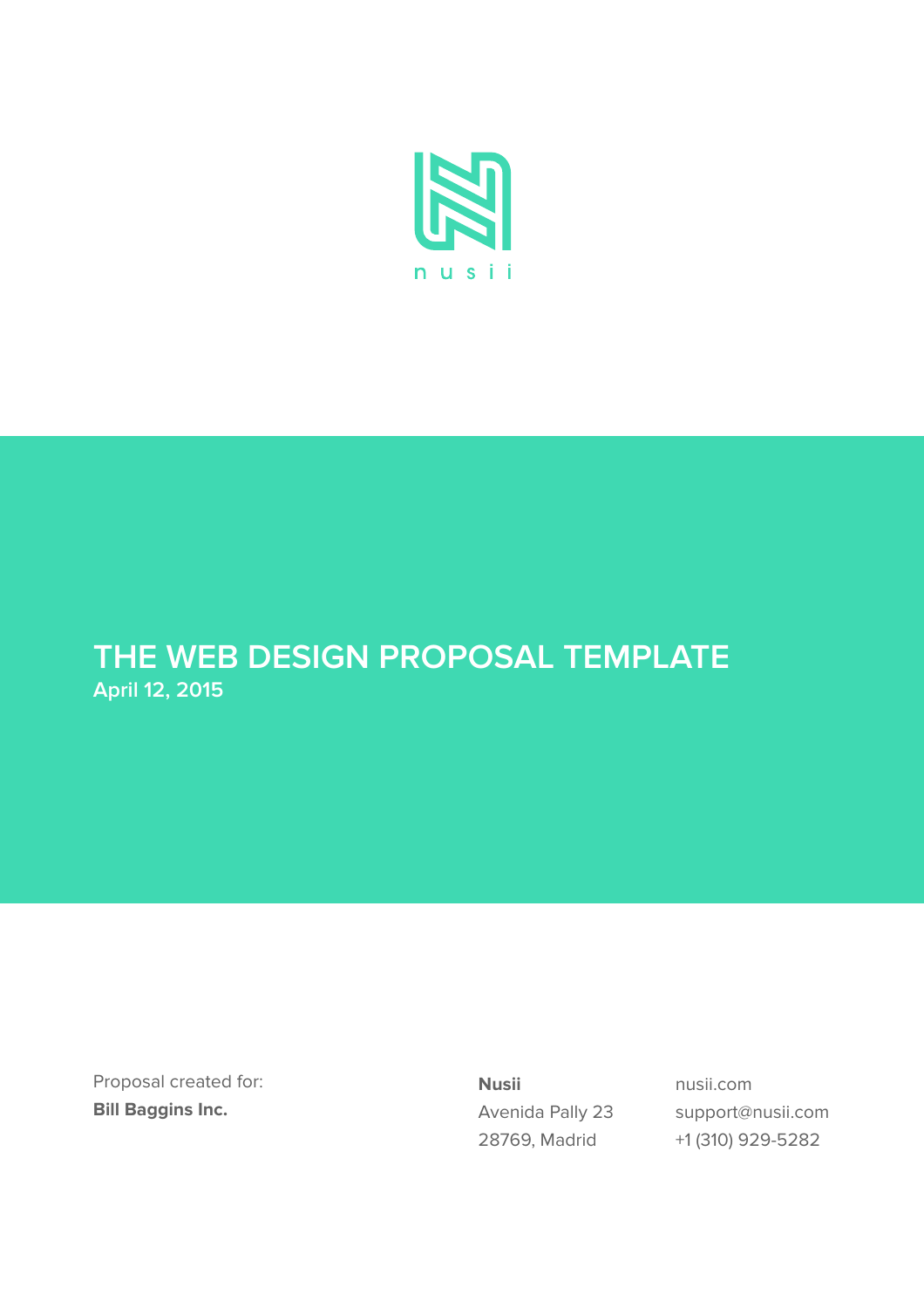nusii

# THE WEB DESIGN PROPOSAL TEMPLATE

**April 12, 2015**

Proposal created for:
**Bill Baggins Inc.**

**Nusii**
Avenida Pally 23
28769, Madrid

nusii.com
support@nusii.com
+1 (310) 929-5282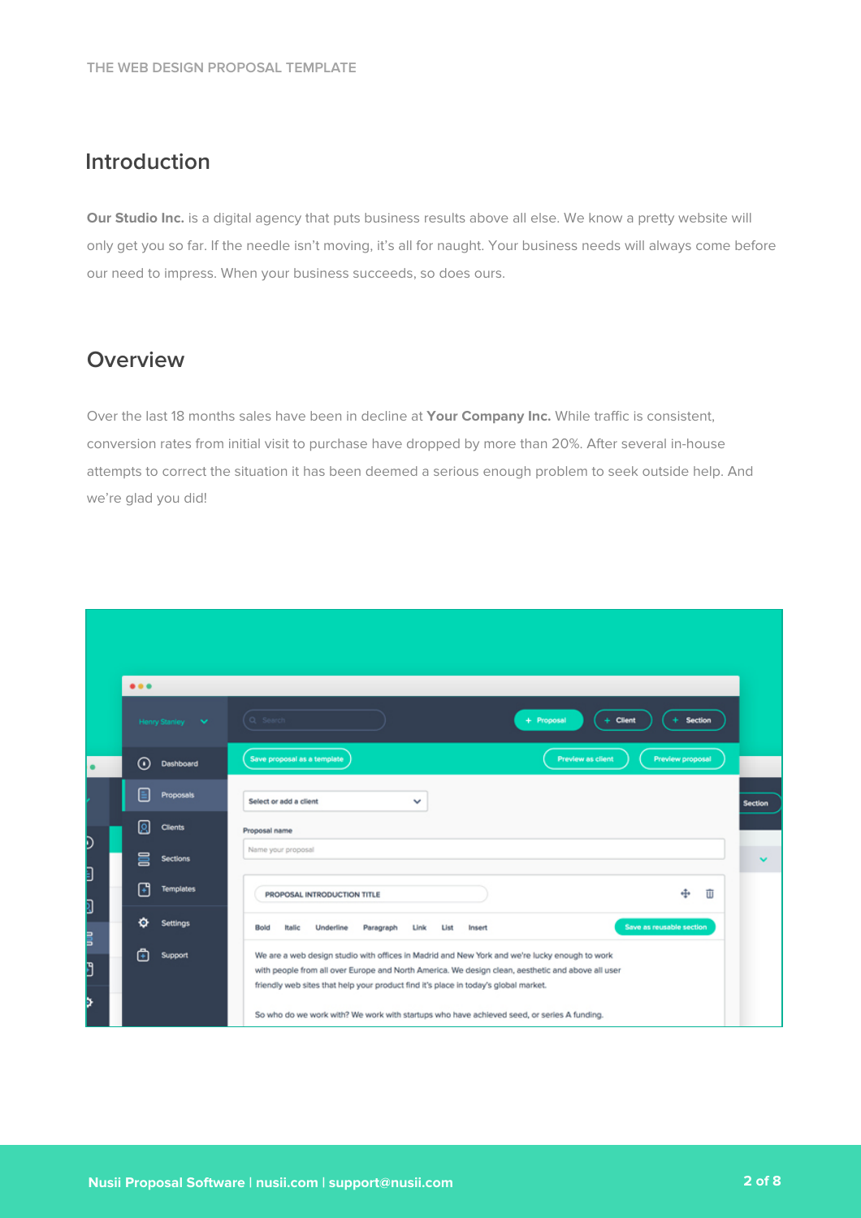## Introduction

**Our Studio Inc.** is a digital agency that puts business results above all else. We know a pretty website will only get you so far. If the needle isn't moving, it's all for naught. Your business needs will always come before our need to impress. When your business succeeds, so does ours.

## Overview

Over the last 18 months sales have been in decline at **Your Company Inc.** While traffic is consistent, conversion rates from initial visit to purchase have dropped by more than 20%. After several in-house attempts to correct the situation it has been deemed a serious enough problem to seek outside help. And we're glad you did!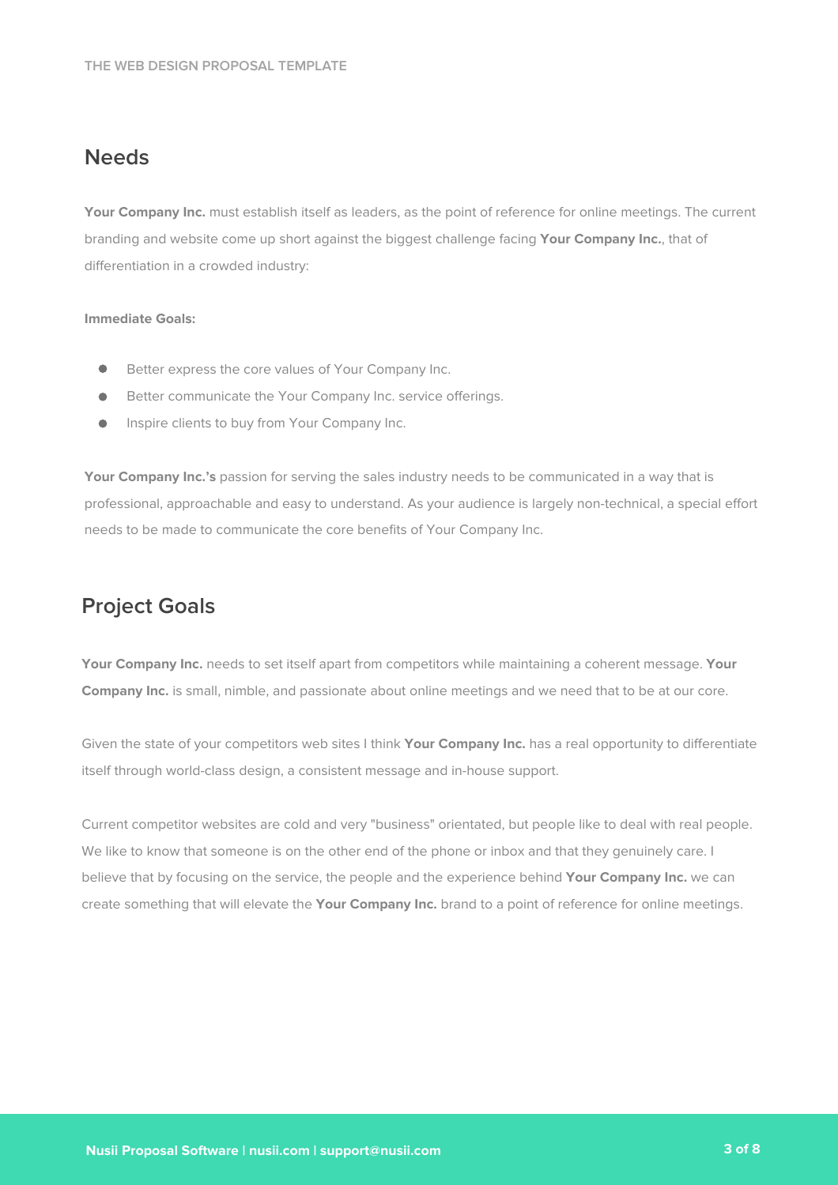## Needs

**Your Company Inc.** must establish itself as leaders, as the point of reference for online meetings. The current branding and website come up short against the biggest challenge facing **Your Company Inc.**, that of differentiation in a crowded industry:

**Immediate Goals:**

- Better express the core values of Your Company Inc.
- Better communicate the Your Company Inc. service offerings.
- Inspire clients to buy from Your Company Inc.

**Your Company Inc.'s** passion for serving the sales industry needs to be communicated in a way that is professional, approachable and easy to understand. As your audience is largely non-technical, a special effort needs to be made to communicate the core benefits of Your Company Inc.

## Project Goals

**Your Company Inc.** needs to set itself apart from competitors while maintaining a coherent message. **Your Company Inc.** is small, nimble, and passionate about online meetings and we need that to be at our core.

Given the state of your competitors web sites I think **Your Company Inc.** has a real opportunity to differentiate itself through world-class design, a consistent message and in-house support.

Current competitor websites are cold and very "business" orientated, but people like to deal with real people. We like to know that someone is on the other end of the phone or inbox and that they genuinely care. I believe that by focusing on the service, the people and the experience behind **Your Company Inc.** we can create something that will elevate the **Your Company Inc.** brand to a point of reference for online meetings.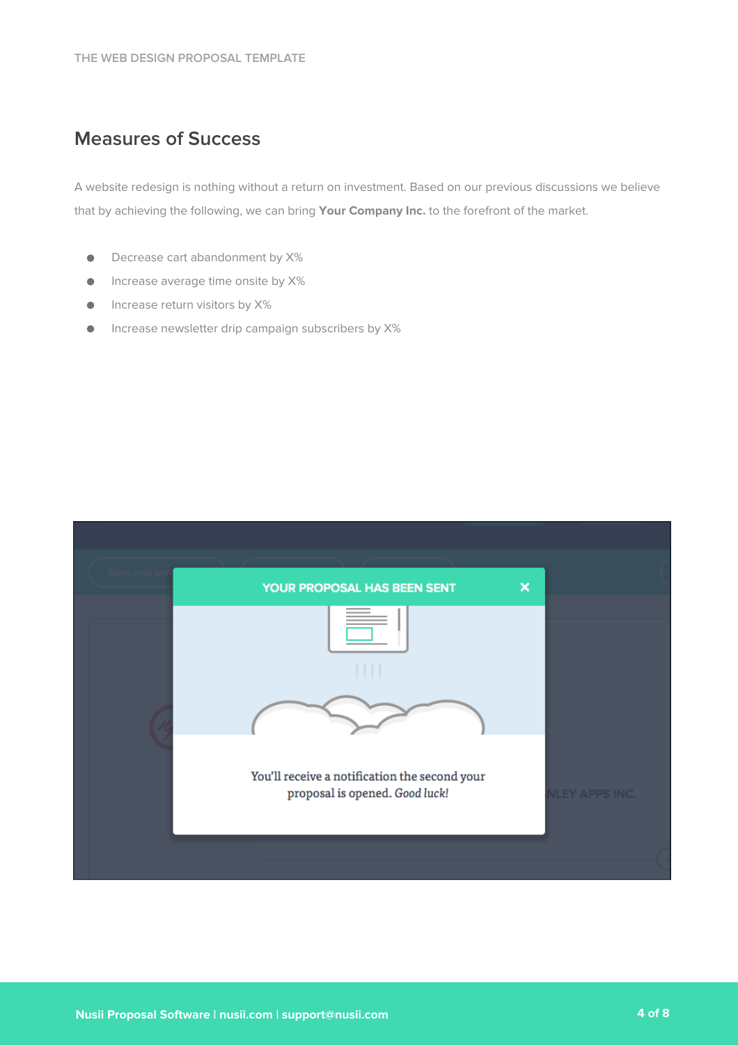## Measures of Success

A website redesign is nothing without a return on investment. Based on our previous discussions we believe that by achieving the following, we can bring **Your Company Inc.** to the forefront of the market.

- Decrease cart abandonment by X%
- Increase average time onsite by X%
- Increase return visitors by X%
- Increase newsletter drip campaign subscribers by X%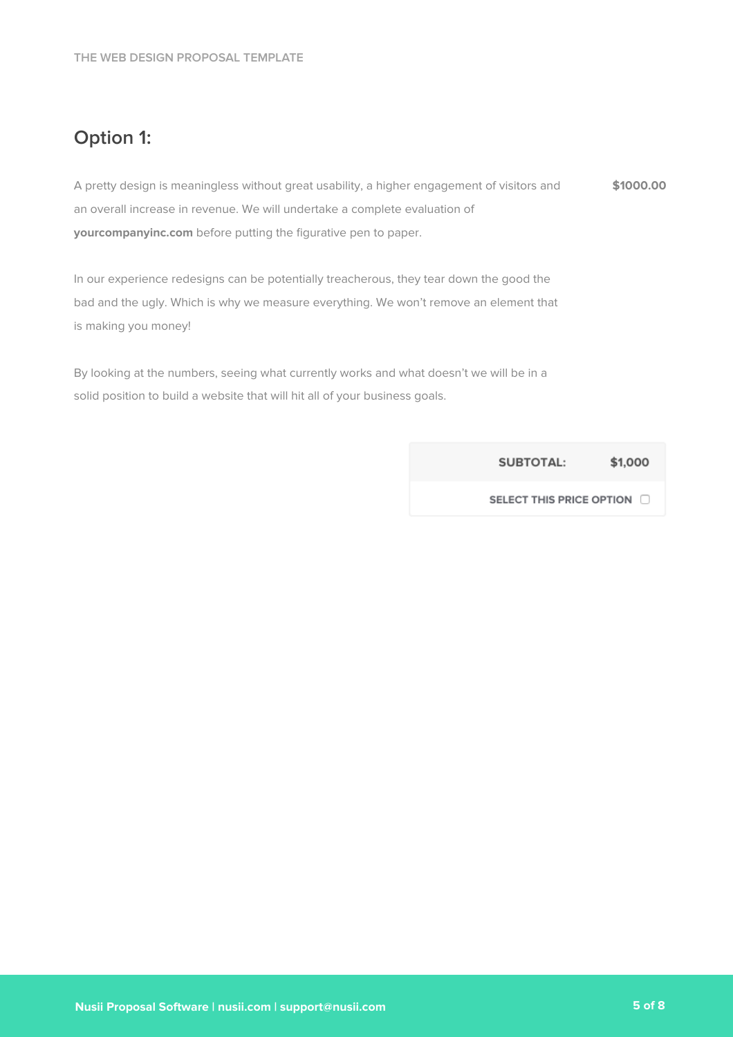## Option 1:

A pretty design is meaningless without great usability, a higher engagement of visitors and an overall increase in revenue. We will undertake a complete evaluation of **yourcompanyinc.com** before putting the figurative pen to paper. **$1000.00**

In our experience redesigns can be potentially treacherous, they tear down the good the bad and the ugly. Which is why we measure everything. We won't remove an element that is making you money!

By looking at the numbers, seeing what currently works and what doesn't we will be in a solid position to build a website that will hit all of your business goals.

| | |
|---|---|
| **SUBTOTAL:** | **$1,000** |
| **SELECT THIS PRICE OPTION** ☐ | |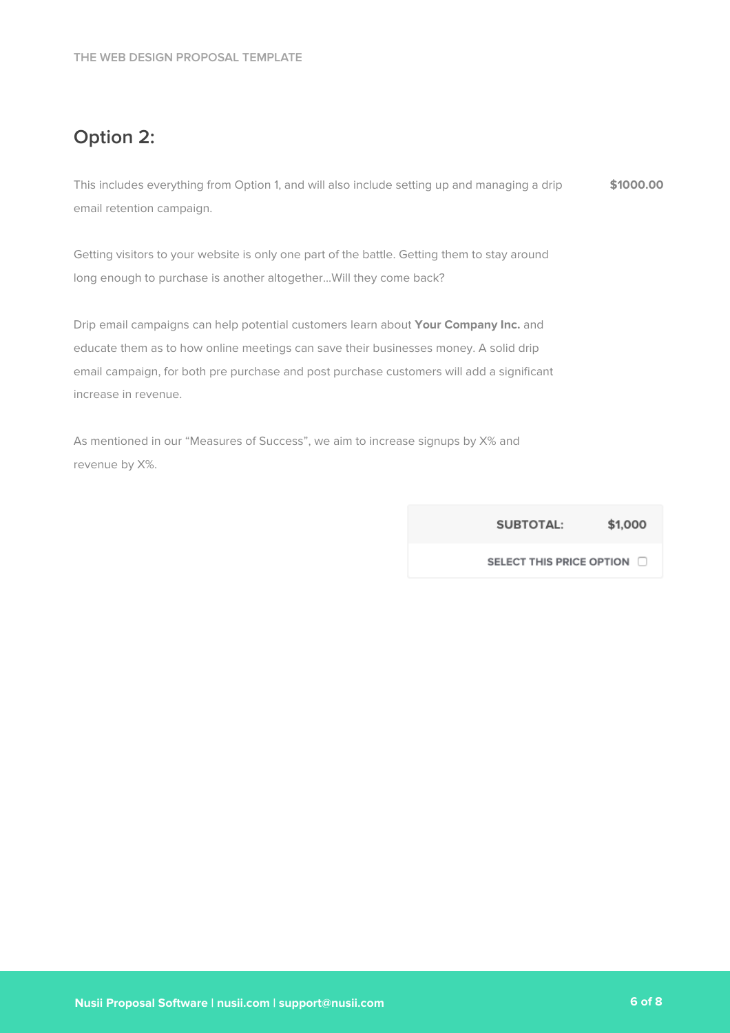## Option 2:

| | |
|---|---|
| This includes everything from Option 1, and will also include setting up and managing a drip email retention campaign. | **$1000.00** |

Getting visitors to your website is only one part of the battle. Getting them to stay around long enough to purchase is another altogether...Will they come back?

Drip email campaigns can help potential customers learn about **Your Company Inc.** and educate them as to how online meetings can save their businesses money. A solid drip email campaign, for both pre purchase and post purchase customers will add a significant increase in revenue.

As mentioned in our "Measures of Success", we aim to increase signups by X% and revenue by X%.

| | |
|---|---|
| **SUBTOTAL:** | **$1,000** |
| **SELECT THIS PRICE OPTION** ☐ | |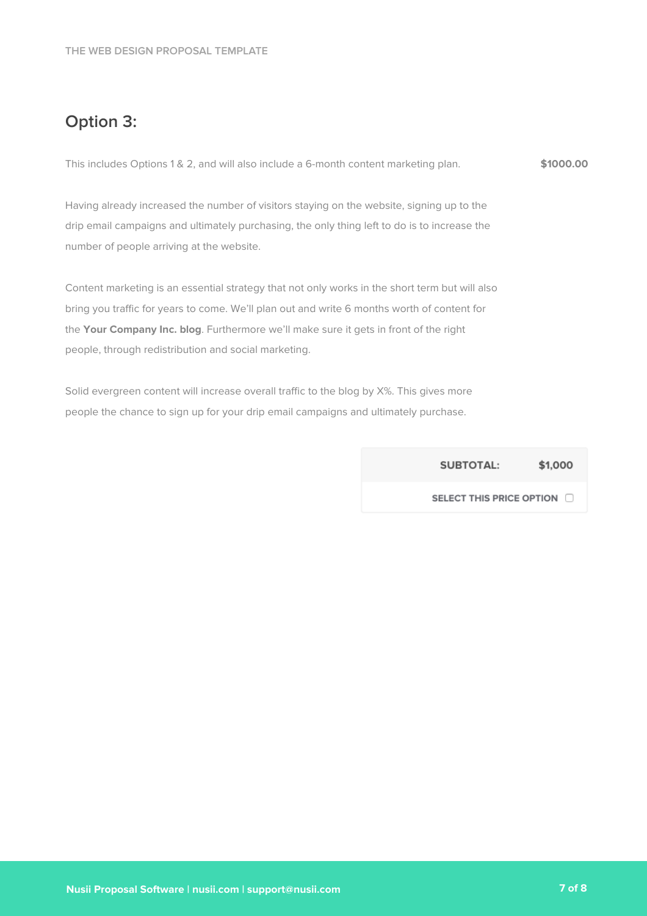## Option 3:

| | |
|---|---|
| This includes Options 1 & 2, and will also include a 6-month content marketing plan. | **$1000.00** |

Having already increased the number of visitors staying on the website, signing up to the drip email campaigns and ultimately purchasing, the only thing left to do is to increase the number of people arriving at the website.

Content marketing is an essential strategy that not only works in the short term but will also bring you traffic for years to come. We'll plan out and write 6 months worth of content for the **Your Company Inc. blog**. Furthermore we'll make sure it gets in front of the right people, through redistribution and social marketing.

Solid evergreen content will increase overall traffic to the blog by X%. This gives more people the chance to sign up for your drip email campaigns and ultimately purchase.

| | |
|---|---|
| **SUBTOTAL:** | **$1,000** |
| **SELECT THIS PRICE OPTION** ☐ | |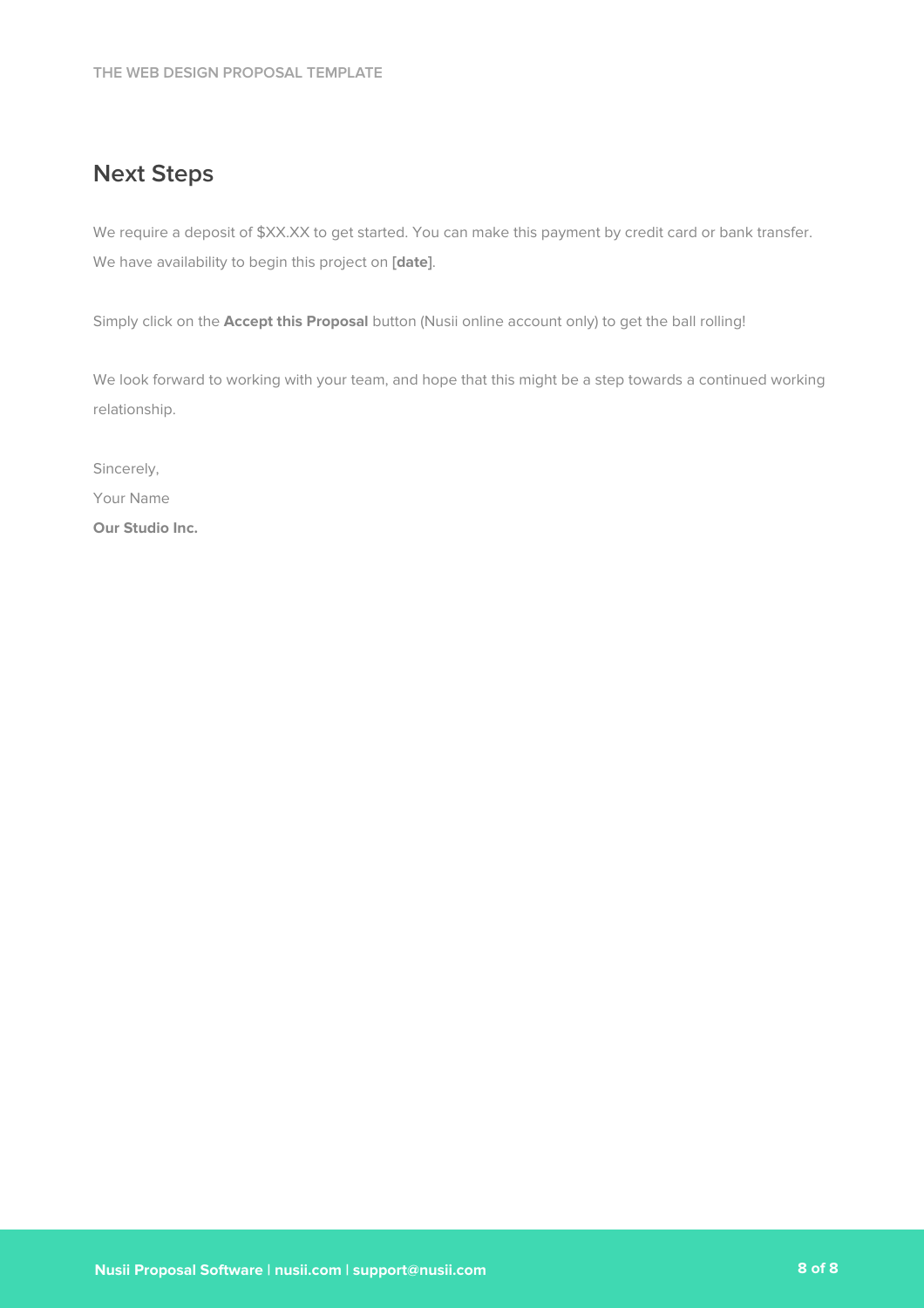## Next Steps

We require a deposit of $XX.XX to get started. You can make this payment by credit card or bank transfer. We have availability to begin this project on **[date]**.

Simply click on the **Accept this Proposal** button (Nusii online account only) to get the ball rolling!

We look forward to working with your team, and hope that this might be a step towards a continued working relationship.

Sincerely,

Your Name

**Our Studio Inc.**